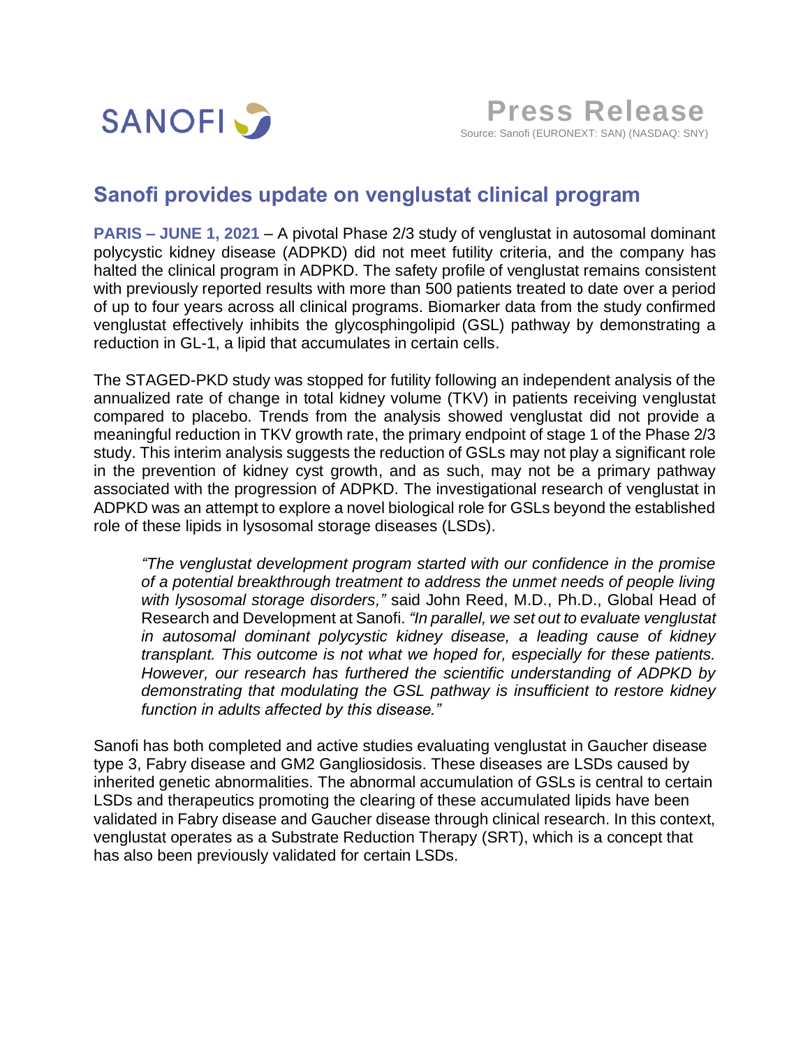SANOFI

**Press Release**

Source: Sanofi (EURONEXT: SAN) (NASDAQ: SNY)

# Sanofi provides update on venglustat clinical program

**PARIS – JUNE 1, 2021** – A pivotal Phase 2/3 study of venglustat in autosomal dominant polycystic kidney disease (ADPKD) did not meet futility criteria, and the company has halted the clinical program in ADPKD. The safety profile of venglustat remains consistent with previously reported results with more than 500 patients treated to date over a period of up to four years across all clinical programs. Biomarker data from the study confirmed venglustat effectively inhibits the glycosphingolipid (GSL) pathway by demonstrating a reduction in GL-1, a lipid that accumulates in certain cells.

The STAGED-PKD study was stopped for futility following an independent analysis of the annualized rate of change in total kidney volume (TKV) in patients receiving venglustat compared to placebo. Trends from the analysis showed venglustat did not provide a meaningful reduction in TKV growth rate, the primary endpoint of stage 1 of the Phase 2/3 study. This interim analysis suggests the reduction of GSLs may not play a significant role in the prevention of kidney cyst growth, and as such, may not be a primary pathway associated with the progression of ADPKD. The investigational research of venglustat in ADPKD was an attempt to explore a novel biological role for GSLs beyond the established role of these lipids in lysosomal storage diseases (LSDs).

> *"The venglustat development program started with our confidence in the promise of a potential breakthrough treatment to address the unmet needs of people living with lysosomal storage disorders,"* said John Reed, M.D., Ph.D., Global Head of Research and Development at Sanofi. *"In parallel, we set out to evaluate venglustat in autosomal dominant polycystic kidney disease, a leading cause of kidney transplant. This outcome is not what we hoped for, especially for these patients. However, our research has furthered the scientific understanding of ADPKD by demonstrating that modulating the GSL pathway is insufficient to restore kidney function in adults affected by this disease."*

Sanofi has both completed and active studies evaluating venglustat in Gaucher disease type 3, Fabry disease and GM2 Gangliosidosis. These diseases are LSDs caused by inherited genetic abnormalities. The abnormal accumulation of GSLs is central to certain LSDs and therapeutics promoting the clearing of these accumulated lipids have been validated in Fabry disease and Gaucher disease through clinical research. In this context, venglustat operates as a Substrate Reduction Therapy (SRT), which is a concept that has also been previously validated for certain LSDs.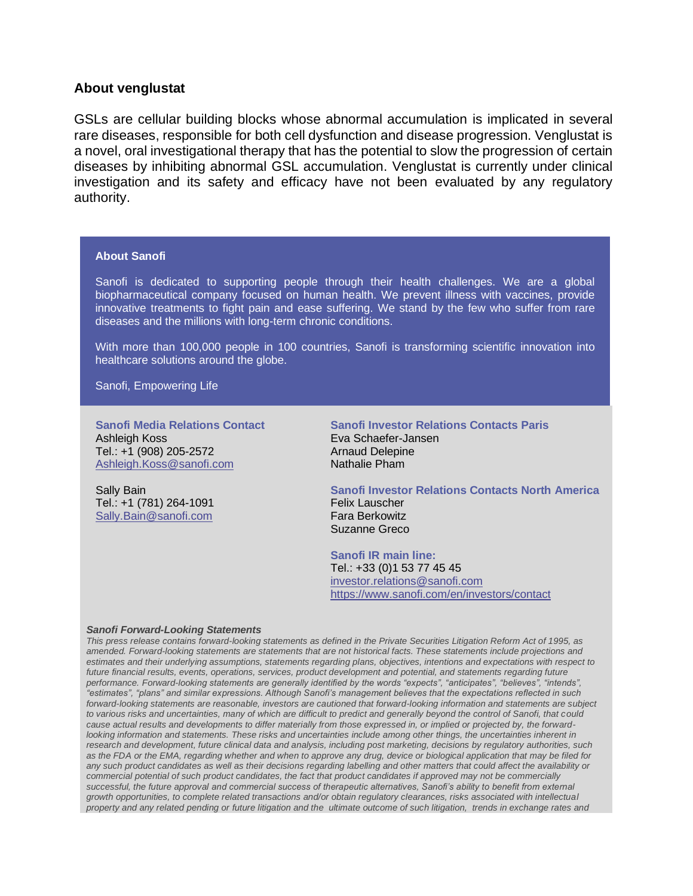## About venglustat

GSLs are cellular building blocks whose abnormal accumulation is implicated in several rare diseases, responsible for both cell dysfunction and disease progression. Venglustat is a novel, oral investigational therapy that has the potential to slow the progression of certain diseases by inhibiting abnormal GSL accumulation. Venglustat is currently under clinical investigation and its safety and efficacy have not been evaluated by any regulatory authority.

### About Sanofi

Sanofi is dedicated to supporting people through their health challenges. We are a global biopharmaceutical company focused on human health. We prevent illness with vaccines, provide innovative treatments to fight pain and ease suffering. We stand by the few who suffer from rare diseases and the millions with long-term chronic conditions.

With more than 100,000 people in 100 countries, Sanofi is transforming scientific innovation into healthcare solutions around the globe.

Sanofi, Empowering Life

**Sanofi Media Relations Contact**
Ashleigh Koss
Tel.: +1 (908) 205-2572
Ashleigh.Koss@sanofi.com

Sally Bain
Tel.: +1 (781) 264-1091
Sally.Bain@sanofi.com

**Sanofi Investor Relations Contacts Paris**
Eva Schaefer-Jansen
Arnaud Delepine
Nathalie Pham

**Sanofi Investor Relations Contacts North America**
Felix Lauscher
Fara Berkowitz
Suzanne Greco

**Sanofi IR main line:**
Tel.: +33 (0)1 53 77 45 45
investor.relations@sanofi.com
https://www.sanofi.com/en/investors/contact

***Sanofi Forward-Looking Statements***

*This press release contains forward-looking statements as defined in the Private Securities Litigation Reform Act of 1995, as amended. Forward-looking statements are statements that are not historical facts. These statements include projections and estimates and their underlying assumptions, statements regarding plans, objectives, intentions and expectations with respect to future financial results, events, operations, services, product development and potential, and statements regarding future performance. Forward-looking statements are generally identified by the words "expects", "anticipates", "believes", "intends", "estimates", "plans" and similar expressions. Although Sanofi's management believes that the expectations reflected in such forward-looking statements are reasonable, investors are cautioned that forward-looking information and statements are subject to various risks and uncertainties, many of which are difficult to predict and generally beyond the control of Sanofi, that could cause actual results and developments to differ materially from those expressed in, or implied or projected by, the forward-looking information and statements. These risks and uncertainties include among other things, the uncertainties inherent in research and development, future clinical data and analysis, including post marketing, decisions by regulatory authorities, such as the FDA or the EMA, regarding whether and when to approve any drug, device or biological application that may be filed for any such product candidates as well as their decisions regarding labelling and other matters that could affect the availability or commercial potential of such product candidates, the fact that product candidates if approved may not be commercially successful, the future approval and commercial success of therapeutic alternatives, Sanofi's ability to benefit from external growth opportunities, to complete related transactions and/or obtain regulatory clearances, risks associated with intellectual property and any related pending or future litigation and the ultimate outcome of such litigation, trends in exchange rates and*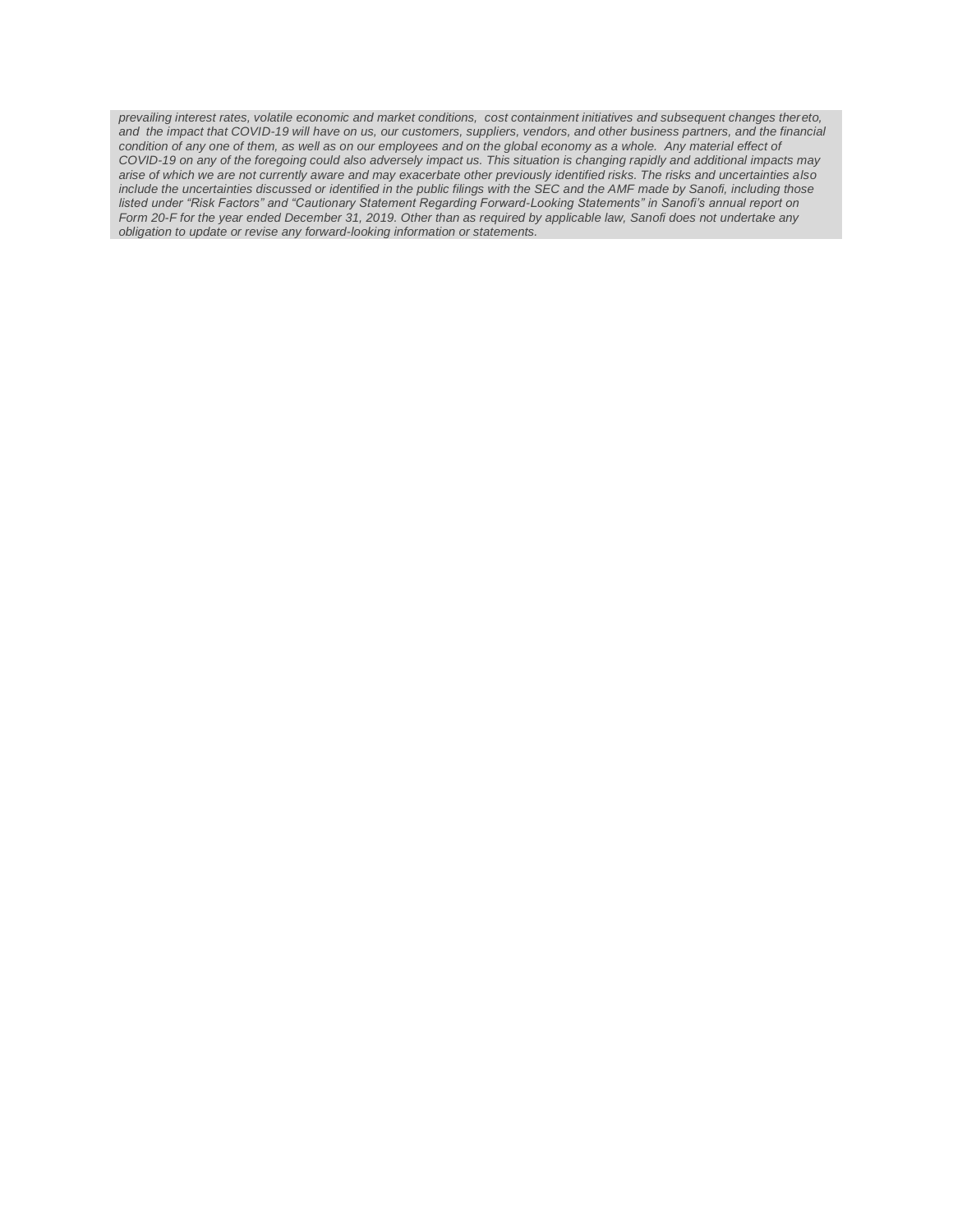*prevailing interest rates, volatile economic and market conditions, cost containment initiatives and subsequent changes thereto, and the impact that COVID-19 will have on us, our customers, suppliers, vendors, and other business partners, and the financial condition of any one of them, as well as on our employees and on the global economy as a whole. Any material effect of COVID-19 on any of the foregoing could also adversely impact us. This situation is changing rapidly and additional impacts may arise of which we are not currently aware and may exacerbate other previously identified risks. The risks and uncertainties also include the uncertainties discussed or identified in the public filings with the SEC and the AMF made by Sanofi, including those listed under "Risk Factors" and "Cautionary Statement Regarding Forward-Looking Statements" in Sanofi's annual report on Form 20-F for the year ended December 31, 2019. Other than as required by applicable law, Sanofi does not undertake any obligation to update or revise any forward-looking information or statements.*